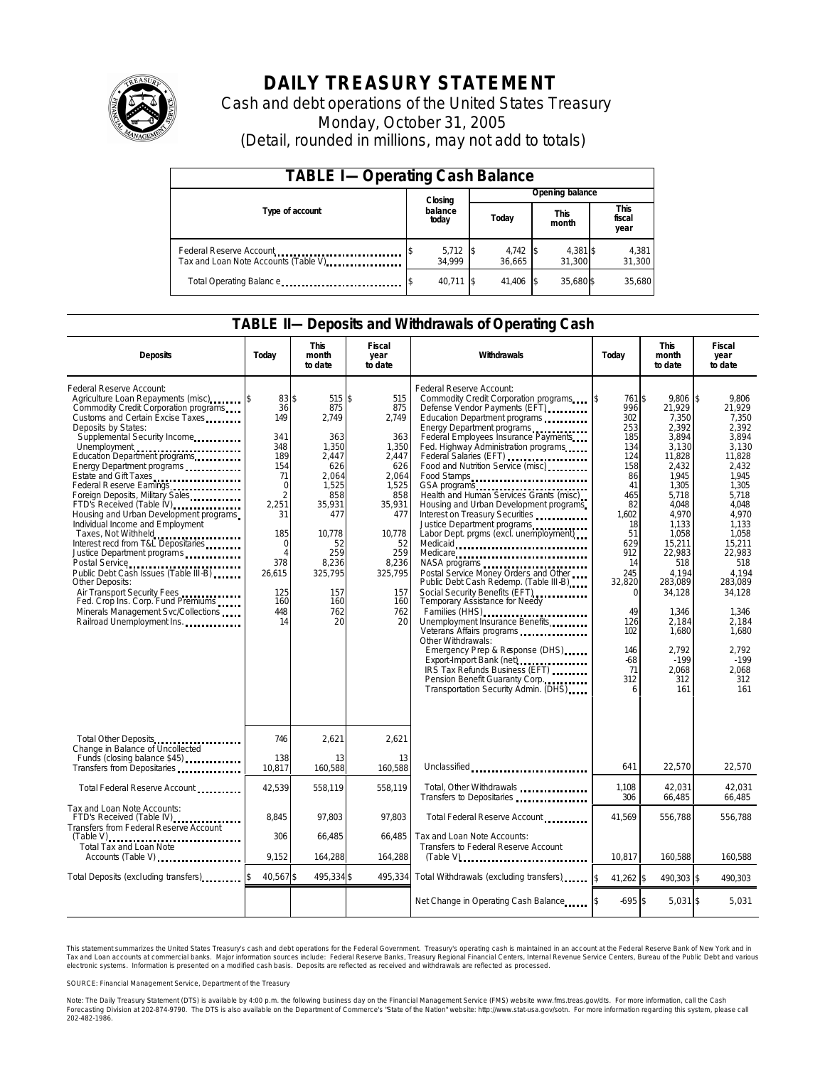# DAILY TREASURY STATEMENT

Cash and debt operations of the United States Treasury

Monday, October 31, 2005

(Detail, rounded in millions, may not add to totals)

## TABLE I— Operating Cash Balance

| Type of account | Closing balance today | Opening balance Today | Opening balance This month | Opening balance This fiscal year |
|---|---|---|---|---|
| Federal Reserve Account | $ 5,712 | $ 4,742 | $ 4,381 | $ 4,381 |
| Tax and Loan Note Accounts (Table V) | 34,999 | 36,665 | 31,300 | 31,300 |
| Total Operating Balance | $ 40,711 | $ 41,406 | $ 35,680 | $ 35,680 |

## TABLE II— Deposits and Withdrawals of Operating Cash

| Deposits | Today | This month to date | Fiscal year to date |
|---|---|---|---|
| Federal Reserve Account: | | | |
| Agriculture Loan Repayments (misc) | $ 83 | $ 515 | $ 515 |
| Commodity Credit Corporation programs | 36 | 875 | 875 |
| Customs and Certain Excise Taxes | 149 | 2,749 | 2,749 |
| Deposits by States: | | | |
| Supplemental Security Income | 341 | 363 | 363 |
| Unemployment | 348 | 1,350 | 1,350 |
| Education Department programs | 189 | 2,447 | 2,447 |
| Energy Department programs | 154 | 626 | 626 |
| Estate and Gift Taxes | 71 | 2,064 | 2,064 |
| Federal Reserve Earnings | 0 | 1,525 | 1,525 |
| Foreign Deposits, Military Sales | 2 | 858 | 858 |
| FTD's Received (Table IV) | 2,251 | 35,931 | 35,931 |
| Housing and Urban Development programs | 31 | 477 | 477 |
| Individual Income and Employment Taxes, Not Withheld | 185 | 10,778 | 10,778 |
| Interest recd from T&L Depositaries | 0 | 52 | 52 |
| Justice Department programs | 4 | 259 | 259 |
| Postal Service | 378 | 8,236 | 8,236 |
| Public Debt Cash Issues (Table III-B) | 26,615 | 325,795 | 325,795 |
| Other Deposits: | | | |
| Air Transport Security Fees | 125 | 157 | 157 |
| Fed. Crop Ins. Corp. Fund Premiums | 160 | 160 | 160 |
| Minerals Management Svc/Collections | 448 | 762 | 762 |
| Railroad Unemployment Ins. | 14 | 20 | 20 |
| Total Other Deposits | 746 | 2,621 | 2,621 |
| Change in Balance of Uncollected Funds (closing balance $45) | 138 | 13 | 13 |
| Transfers from Depositaries | 10,817 | 160,588 | 160,588 |
| Total Federal Reserve Account | 42,539 | 558,119 | 558,119 |
| Tax and Loan Note Accounts: | | | |
| FTD's Received (Table IV) | 8,845 | 97,803 | 97,803 |
| Transfers from Federal Reserve Account (Table V) | 306 | 66,485 | 66,485 |
| Total Tax and Loan Note Accounts (Table V) | 9,152 | 164,288 | 164,288 |
| Total Deposits (excluding transfers) | $ 40,567 | $ 495,334 | $ 495,334 |

| Withdrawals | Today | This month to date | Fiscal year to date |
|---|---|---|---|
| Federal Reserve Account: | | | |
| Commodity Credit Corporation programs | $ 761 | $ 9,806 | $ 9,806 |
| Defense Vendor Payments (EFT) | 996 | 21,929 | 21,929 |
| Education Department programs | 302 | 7,350 | 7,350 |
| Energy Department programs | 253 | 2,392 | 2,392 |
| Federal Employees Insurance Payments | 185 | 3,894 | 3,894 |
| Fed. Highway Administration programs | 134 | 3,130 | 3,130 |
| Federal Salaries (EFT) | 124 | 11,828 | 11,828 |
| Food and Nutrition Service (misc) | 158 | 2,432 | 2,432 |
| Food Stamps | 86 | 1,945 | 1,945 |
| GSA programs | 41 | 1,305 | 1,305 |
| Health and Human Services Grants (misc) | 465 | 5,718 | 5,718 |
| Housing and Urban Development programs | 82 | 4,048 | 4,048 |
| Interest on Treasury Securities | 1,602 | 4,970 | 4,970 |
| Justice Department programs | 18 | 1,133 | 1,133 |
| Labor Dept. prgms (excl. unemployment) | 51 | 1,058 | 1,058 |
| Medicaid | 629 | 15,211 | 15,211 |
| Medicare | 912 | 22,983 | 22,983 |
| NASA programs | 14 | 518 | 518 |
| Postal Service Money Orders and Other | 245 | 4,194 | 4,194 |
| Public Debt Cash Redemp. (Table III-B) | 32,820 | 283,089 | 283,089 |
| Social Security Benefits (EFT) | 0 | 34,128 | 34,128 |
| Temporary Assistance for Needy Families (HHS) | 49 | 1,346 | 1,346 |
| Unemployment Insurance Benefits | 126 | 2,184 | 2,184 |
| Veterans Affairs programs | 102 | 1,680 | 1,680 |
| Other Withdrawals: | | | |
| Emergency Prep & Response (DHS) | 146 | 2,792 | 2,792 |
| Export-Import Bank (net) | -68 | -199 | -199 |
| IRS Tax Refunds Business (EFT) | 71 | 2,068 | 2,068 |
| Pension Benefit Guaranty Corp. | 312 | 312 | 312 |
| Transportation Security Admin. (DHS) | 6 | 161 | 161 |
| Unclassified | 641 | 22,570 | 22,570 |
| Total, Other Withdrawals | 1,108 | 42,031 | 42,031 |
| Transfers to Depositaries | 306 | 66,485 | 66,485 |
| Total Federal Reserve Account | 41,569 | 556,788 | 556,788 |
| Tax and Loan Note Accounts: | | | |
| Transfers to Federal Reserve Account (Table V) | 10,817 | 160,588 | 160,588 |
| Total Withdrawals (excluding transfers) | $ 41,262 | $ 490,303 | $ 490,303 |
| Net Change in Operating Cash Balance | $ -695 | $ 5,031 | $ 5,031 |

This statement summarizes the United States Treasury's cash and debt operations for the Federal Government. Treasury's operating cash is maintained in an account at the Federal Reserve Bank of New York and in Tax and Loan accounts at commercial banks. Major information sources include: Federal Reserve Banks, Treasury Regional Financial Centers, Internal Revenue Service Centers, Bureau of the Public Debt and various electronic systems. Information is presented on a modified cash basis. Deposits are reflected as received and withdrawals are reflected as processed.

SOURCE: Financial Management Service, Department of the Treasury

Note: The Daily Treasury Statement (DTS) is available by 4:00 p.m. the following business day on the Financial Management Service (FMS) website www.fms.treas.gov/dts. For more information, call the Cash Forecasting Division at 202-874-9790. The DTS is also available on the Department of Commerce's "State of the Nation" website: http://www.stat-usa.gov/sotn. For more information regarding this system, please call 202-482-1986.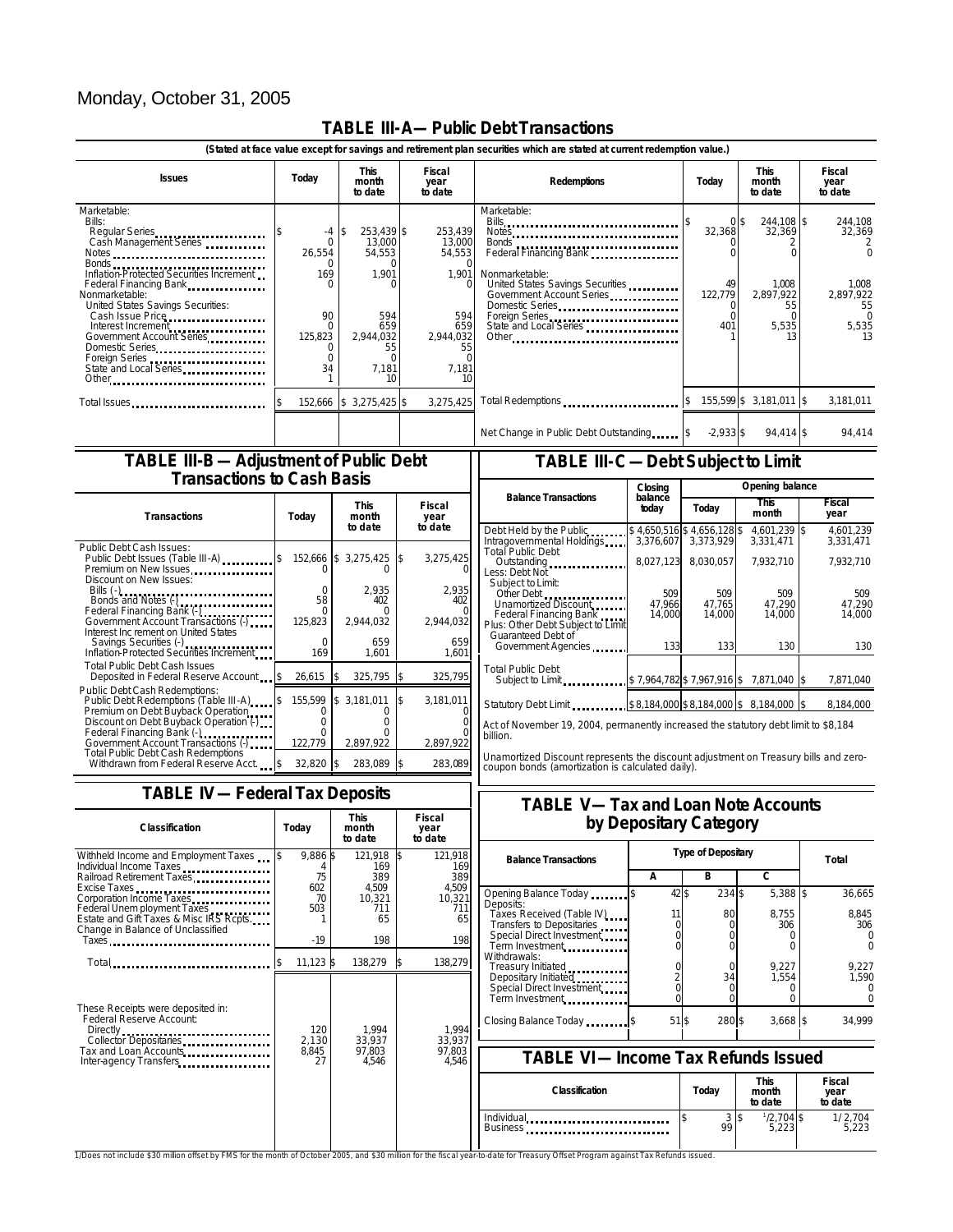Monday, October 31, 2005

## TABLE III-A — Public Debt Transactions

(Stated at face value except for savings and retirement plan securities which are stated at current redemption value.)

| Issues | Today | This month to date | Fiscal year to date |
|---|---|---|---|
| Marketable: | | | |
| Bills: | | | |
| Regular Series | $ -4 | $ 253,439 | $ 253,439 |
| Cash Management Series | 0 | 13,000 | 13,000 |
| Notes | 26,554 | 54,553 | 54,553 |
| Bonds | 0 | 0 | 0 |
| Inflation-Protected Securities Increment | 169 | 1,901 | 1,901 |
| Federal Financing Bank | 0 | 0 | 0 |
| Nonmarketable: | | | |
| United States Savings Securities: | | | |
| Cash Issue Price | 90 | 594 | 594 |
| Interest Increment | 0 | 659 | 659 |
| Government Account Series | 125,823 | 2,944,032 | 2,944,032 |
| Domestic Series | 0 | 55 | 55 |
| Foreign Series | 0 | 0 | 0 |
| State and Local Series | 34 | 7,181 | 7,181 |
| Other | 1 | 10 | 10 |
| Total Issues | $ 152,666 | $ 3,275,425 | $ 3,275,425 |

| Redemptions | Today | This month to date | Fiscal year to date |
|---|---|---|---|
| Marketable: | | | |
| Bills | $ 0 | $ 244,108 | $ 244,108 |
| Notes | 32,368 | 32,369 | 32,369 |
| Bonds | 0 | 2 | 2 |
| Federal Financing Bank | 0 | 0 | 0 |
| Nonmarketable: | | | |
| United States Savings Securities | 49 | 1,008 | 1,008 |
| Government Account Series | 122,779 | 2,897,922 | 2,897,922 |
| Domestic Series | 0 | 55 | 55 |
| Foreign Series | 0 | 0 | 0 |
| State and Local Series | 401 | 5,535 | 5,535 |
| Other | 1 | 13 | 13 |
| Total Redemptions | $ 155,599 | $ 3,181,011 | $ 3,181,011 |
| Net Change in Public Debt Outstanding | $ -2,933 | $ 94,414 | $ 94,414 |

## TABLE III-B — Adjustment of Public Debt Transactions to Cash Basis

| Transactions | Today | This month to date | Fiscal year to date |
|---|---|---|---|
| Public Debt Cash Issues: | | | |
| Public Debt Issues (Table III-A) | $ 152,666 | $ 3,275,425 | $ 3,275,425 |
| Premium on New Issues | 0 | 0 | 0 |
| Discount on New Issues: | | | |
| Bills (-) | 0 | 2,935 | 2,935 |
| Bonds and Notes (-) | 58 | 402 | 402 |
| Federal Financing Bank (-) | 0 | 0 | 0 |
| Government Account Transactions (-) | 125,823 | 2,944,032 | 2,944,032 |
| Interest Increment on United States Savings Securities (-) | 0 | 659 | 659 |
| Inflation-Protected Securities Increment | 169 | 1,601 | 1,601 |
| Total Public Debt Cash Issues Deposited in Federal Reserve Account | $ 26,615 | $ 325,795 | $ 325,795 |
| Public Debt Cash Redemptions: | | | |
| Public Debt Redemptions (Table III-A) | $ 155,599 | $ 3,181,011 | $ 3,181,011 |
| Premium on Debt Buyback Operation | 0 | 0 | 0 |
| Discount on Debt Buyback Operation (-) | 0 | 0 | 0 |
| Federal Financing Bank (-) | 0 | 0 | 0 |
| Government Account Transactions (-) | 122,779 | 2,897,922 | 2,897,922 |
| Total Public Debt Cash Redemptions Withdrawn from Federal Reserve Acct. | $ 32,820 | $ 283,089 | $ 283,089 |

## TABLE III-C — Debt Subject to Limit

| Balance Transactions | Closing balance today | Opening balance Today | Opening balance This month | Opening balance Fiscal year |
|---|---|---|---|---|
| Debt Held by the Public | $ 4,650,516 | $ 4,656,128 | $ 4,601,239 | $ 4,601,239 |
| Intragovernmental Holdings | 3,376,607 | 3,373,929 | 3,331,471 | 3,331,471 |
| Total Public Debt Outstanding | 8,027,123 | 8,030,057 | 7,932,710 | 7,932,710 |
| Less: Debt Not Subject to Limit: | | | | |
| Other Debt | 509 | 509 | 509 | 509 |
| Unamortized Discount | 47,966 | 47,765 | 47,290 | 47,290 |
| Federal Financing Bank | 14,000 | 14,000 | 14,000 | 14,000 |
| Plus: Other Debt Subject to Limit Guaranteed Debt of Government Agencies | 133 | 133 | 130 | 130 |
| Total Public Debt Subject to Limit | $ 7,964,782 | $ 7,967,916 | $ 7,871,040 | $ 7,871,040 |
| Statutory Debt Limit | $ 8,184,000 | $ 8,184,000 | $ 8,184,000 | $ 8,184,000 |

Act of November 19, 2004, permanently increased the statutory debt limit to $8,184 billion.

Unamortized Discount represents the discount adjustment on Treasury bills and zero-coupon bonds (amortization is calculated daily).

## TABLE IV — Federal Tax Deposits

| Classification | Today | This month to date | Fiscal year to date |
|---|---|---|---|
| Withheld Income and Employment Taxes | $ 9,886 | $ 121,918 | $ 121,918 |
| Individual Income Taxes | 4 | 169 | 169 |
| Railroad Retirement Taxes | 75 | 389 | 389 |
| Excise Taxes | 602 | 4,509 | 4,509 |
| Corporation Income Taxes | 70 | 10,321 | 10,321 |
| Federal Unemployment Taxes | 503 | 711 | 711 |
| Estate and Gift Taxes & Misc IRS Rcpts. | 1 | 65 | 65 |
| Change in Balance of Unclassified Taxes | -19 | 198 | 198 |
| Total | $ 11,123 | $ 138,279 | $ 138,279 |
| These Receipts were deposited in: | | | |
| Federal Reserve Account: | | | |
| Directly | 120 | 1,994 | 1,994 |
| Collector Depositaries | 2,130 | 33,937 | 33,937 |
| Tax and Loan Accounts | 8,845 | 97,803 | 97,803 |
| Inter-agency Transfers | 27 | 4,546 | 4,546 |

## TABLE V — Tax and Loan Note Accounts by Depositary Category

| Balance Transactions | Type of Depositary A | Type of Depositary B | Type of Depositary C | Total |
|---|---|---|---|---|
| Opening Balance Today | $ 42 | $ 234 | $ 5,388 | $ 36,665 |
| Deposits: | | | | |
| Taxes Received (Table IV) | 11 | 80 | 8,755 | 8,845 |
| Transfers to Depositaries | 0 | 0 | 306 | 306 |
| Special Direct Investment | 0 | 0 | 0 | 0 |
| Term Investment | 0 | 0 | 0 | 0 |
| Withdrawals: | | | | |
| Treasury Initiated | 0 | 0 | 9,227 | 9,227 |
| Depositary Initiated | 2 | 34 | 1,554 | 1,590 |
| Special Direct Investment | 0 | 0 | 0 | 0 |
| Term Investment | 0 | 0 | 0 | 0 |
| Closing Balance Today | $ 51 | $ 280 | $ 3,668 | $ 34,999 |

## TABLE VI — Income Tax Refunds Issued

| Classification | Today | This month to date | Fiscal year to date |
|---|---|---|---|
| Individual | $ 3 | $ 1/2,704 | $ 1/2,704 |
| Business | 99 | 5,223 | 5,223 |

1/Does not include $30 million offset by FMS for the month of October 2005, and $30 million for the fiscal year-to-date for Treasury Offset Program against Tax Refunds issued.